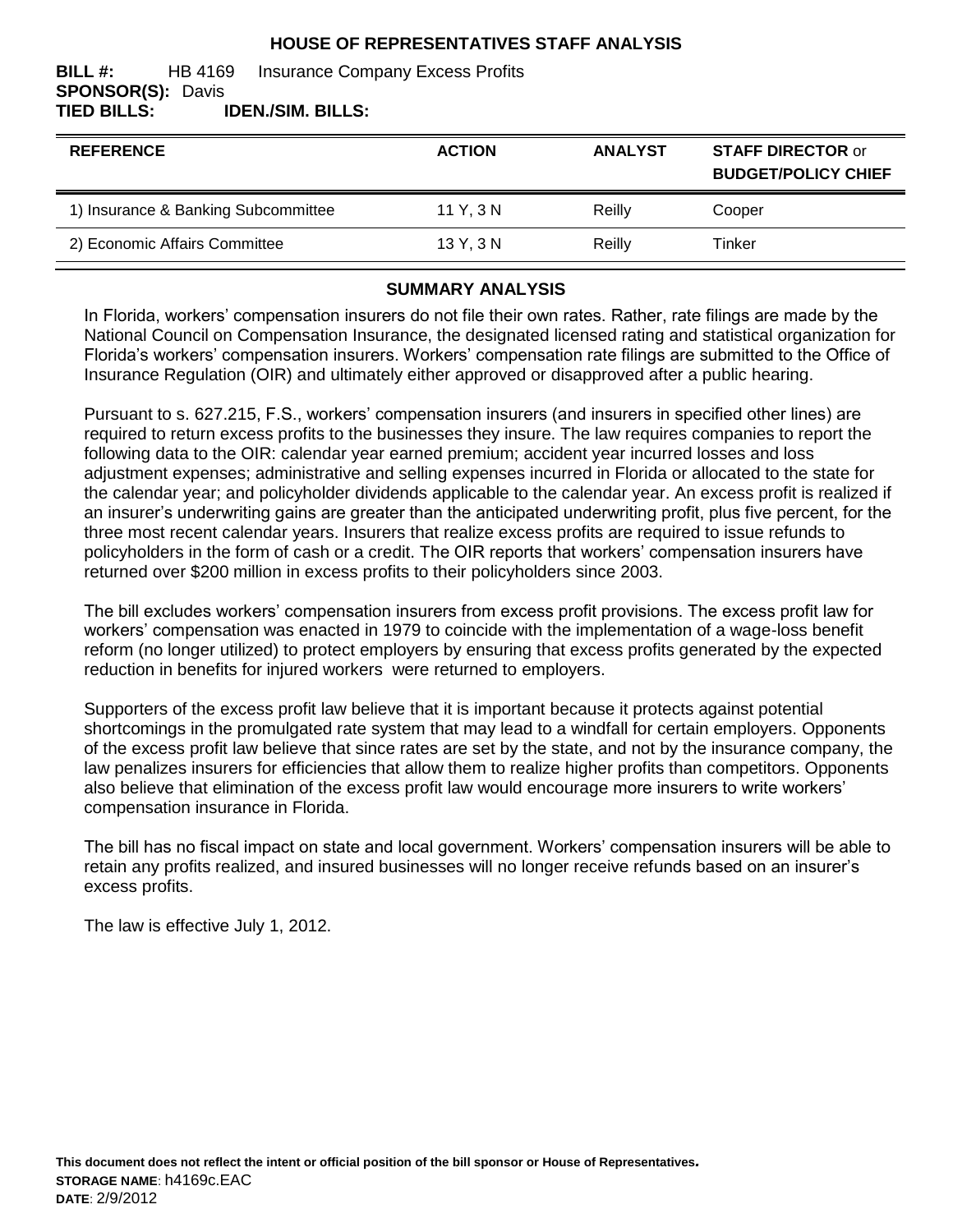# HOUSE OF REPRESENTATIVES STAFF ANALYSIS

**BILL #:** HB 4169 Insurance Company Excess Profits
**SPONSOR(S):** Davis
**TIED BILLS:** **IDEN./SIM. BILLS:**

| REFERENCE | ACTION | ANALYST | STAFF DIRECTOR or BUDGET/POLICY CHIEF |
|---|---|---|---|
| 1) Insurance & Banking Subcommittee | 11 Y, 3 N | Reilly | Cooper |
| 2) Economic Affairs Committee | 13 Y, 3 N | Reilly | Tinker |

## SUMMARY ANALYSIS

In Florida, workers' compensation insurers do not file their own rates. Rather, rate filings are made by the National Council on Compensation Insurance, the designated licensed rating and statistical organization for Florida's workers' compensation insurers. Workers' compensation rate filings are submitted to the Office of Insurance Regulation (OIR) and ultimately either approved or disapproved after a public hearing.

Pursuant to s. 627.215, F.S., workers' compensation insurers (and insurers in specified other lines) are required to return excess profits to the businesses they insure. The law requires companies to report the following data to the OIR: calendar year earned premium; accident year incurred losses and loss adjustment expenses; administrative and selling expenses incurred in Florida or allocated to the state for the calendar year; and policyholder dividends applicable to the calendar year. An excess profit is realized if an insurer's underwriting gains are greater than the anticipated underwriting profit, plus five percent, for the three most recent calendar years. Insurers that realize excess profits are required to issue refunds to policyholders in the form of cash or a credit. The OIR reports that workers' compensation insurers have returned over $200 million in excess profits to their policyholders since 2003.

The bill excludes workers' compensation insurers from excess profit provisions. The excess profit law for workers' compensation was enacted in 1979 to coincide with the implementation of a wage-loss benefit reform (no longer utilized) to protect employers by ensuring that excess profits generated by the expected reduction in benefits for injured workers were returned to employers.

Supporters of the excess profit law believe that it is important because it protects against potential shortcomings in the promulgated rate system that may lead to a windfall for certain employers. Opponents of the excess profit law believe that since rates are set by the state, and not by the insurance company, the law penalizes insurers for efficiencies that allow them to realize higher profits than competitors. Opponents also believe that elimination of the excess profit law would encourage more insurers to write workers' compensation insurance in Florida.

The bill has no fiscal impact on state and local government. Workers' compensation insurers will be able to retain any profits realized, and insured businesses will no longer receive refunds based on an insurer's excess profits.

The law is effective July 1, 2012.

**This document does not reflect the intent or official position of the bill sponsor or House of Representatives.**
**STORAGE NAME**: h4169c.EAC
**DATE**: 2/9/2012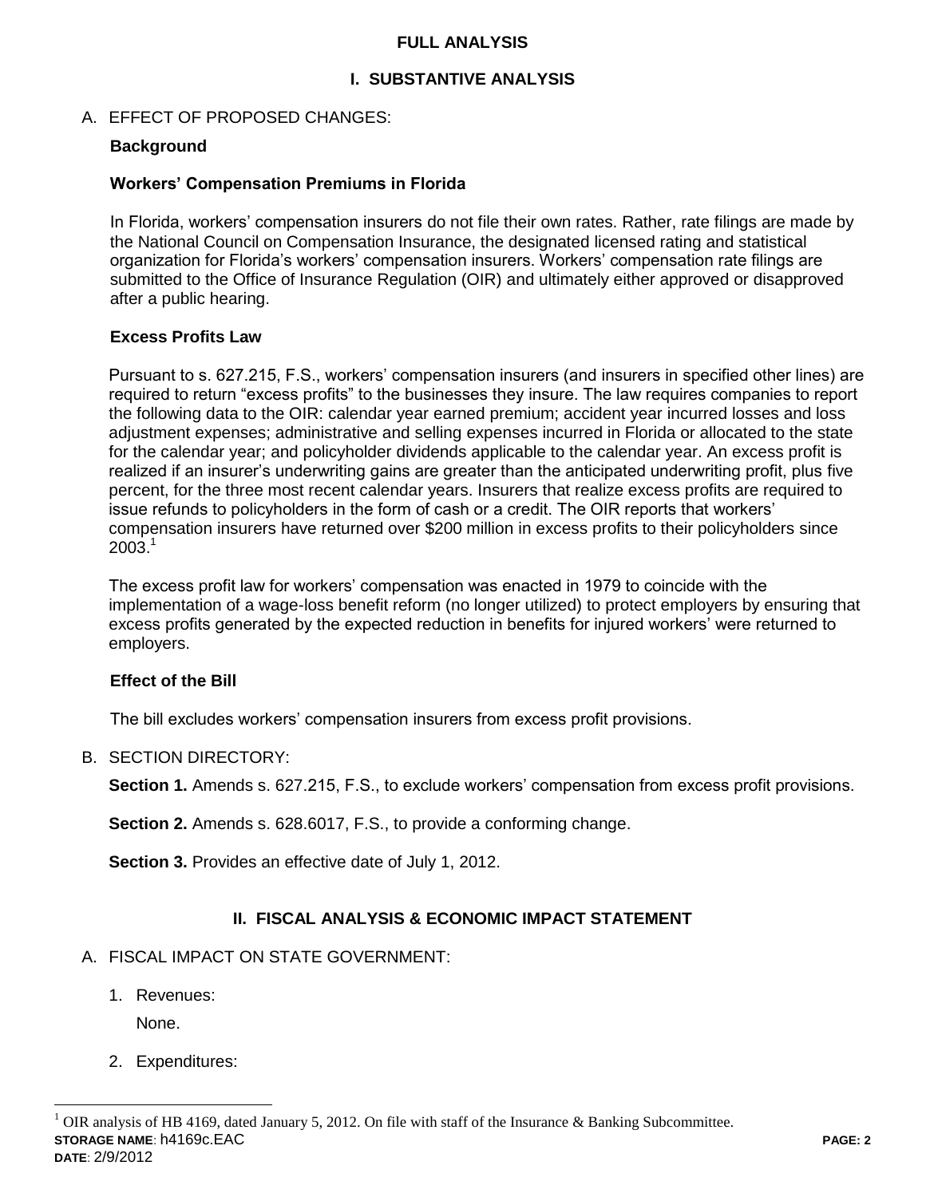# FULL ANALYSIS

## I. SUBSTANTIVE ANALYSIS

A. EFFECT OF PROPOSED CHANGES:

**Background**

**Workers' Compensation Premiums in Florida**

In Florida, workers' compensation insurers do not file their own rates. Rather, rate filings are made by the National Council on Compensation Insurance, the designated licensed rating and statistical organization for Florida's workers' compensation insurers. Workers' compensation rate filings are submitted to the Office of Insurance Regulation (OIR) and ultimately either approved or disapproved after a public hearing.

**Excess Profits Law**

Pursuant to s. 627.215, F.S., workers' compensation insurers (and insurers in specified other lines) are required to return "excess profits" to the businesses they insure. The law requires companies to report the following data to the OIR: calendar year earned premium; accident year incurred losses and loss adjustment expenses; administrative and selling expenses incurred in Florida or allocated to the state for the calendar year; and policyholder dividends applicable to the calendar year. An excess profit is realized if an insurer's underwriting gains are greater than the anticipated underwriting profit, plus five percent, for the three most recent calendar years. Insurers that realize excess profits are required to issue refunds to policyholders in the form of cash or a credit. The OIR reports that workers' compensation insurers have returned over $200 million in excess profits to their policyholders since 2003.[1]

The excess profit law for workers' compensation was enacted in 1979 to coincide with the implementation of a wage-loss benefit reform (no longer utilized) to protect employers by ensuring that excess profits generated by the expected reduction in benefits for injured workers' were returned to employers.

**Effect of the Bill**

The bill excludes workers' compensation insurers from excess profit provisions.

B. SECTION DIRECTORY:

**Section 1.** Amends s. 627.215, F.S., to exclude workers' compensation from excess profit provisions.

**Section 2.** Amends s. 628.6017, F.S., to provide a conforming change.

**Section 3.** Provides an effective date of July 1, 2012.

## II. FISCAL ANALYSIS & ECONOMIC IMPACT STATEMENT

A. FISCAL IMPACT ON STATE GOVERNMENT:

1. Revenues:

   None.

2. Expenditures:

[1] OIR analysis of HB 4169, dated January 5, 2012. On file with staff of the Insurance & Banking Subcommittee.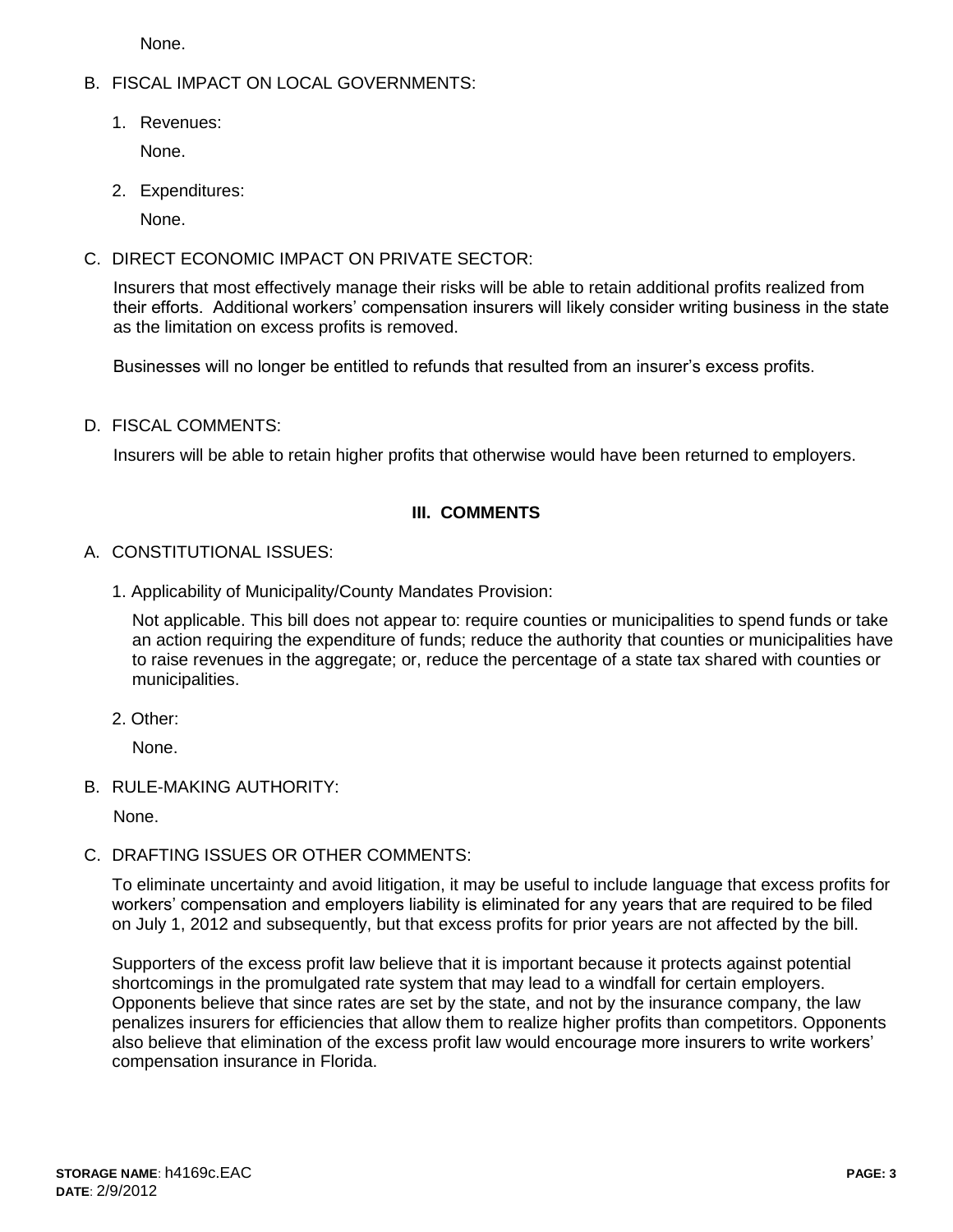None.

B. FISCAL IMPACT ON LOCAL GOVERNMENTS:

1. Revenues:

   None.

2. Expenditures:

   None.

C. DIRECT ECONOMIC IMPACT ON PRIVATE SECTOR:

Insurers that most effectively manage their risks will be able to retain additional profits realized from their efforts. Additional workers' compensation insurers will likely consider writing business in the state as the limitation on excess profits is removed.

Businesses will no longer be entitled to refunds that resulted from an insurer's excess profits.

D. FISCAL COMMENTS:

Insurers will be able to retain higher profits that otherwise would have been returned to employers.

## III. COMMENTS

A. CONSTITUTIONAL ISSUES:

1. Applicability of Municipality/County Mandates Provision:

   Not applicable. This bill does not appear to: require counties or municipalities to spend funds or take an action requiring the expenditure of funds; reduce the authority that counties or municipalities have to raise revenues in the aggregate; or, reduce the percentage of a state tax shared with counties or municipalities.

2. Other:

   None.

B. RULE-MAKING AUTHORITY:

None.

C. DRAFTING ISSUES OR OTHER COMMENTS:

To eliminate uncertainty and avoid litigation, it may be useful to include language that excess profits for workers' compensation and employers liability is eliminated for any years that are required to be filed on July 1, 2012 and subsequently, but that excess profits for prior years are not affected by the bill.

Supporters of the excess profit law believe that it is important because it protects against potential shortcomings in the promulgated rate system that may lead to a windfall for certain employers. Opponents believe that since rates are set by the state, and not by the insurance company, the law penalizes insurers for efficiencies that allow them to realize higher profits than competitors. Opponents also believe that elimination of the excess profit law would encourage more insurers to write workers' compensation insurance in Florida.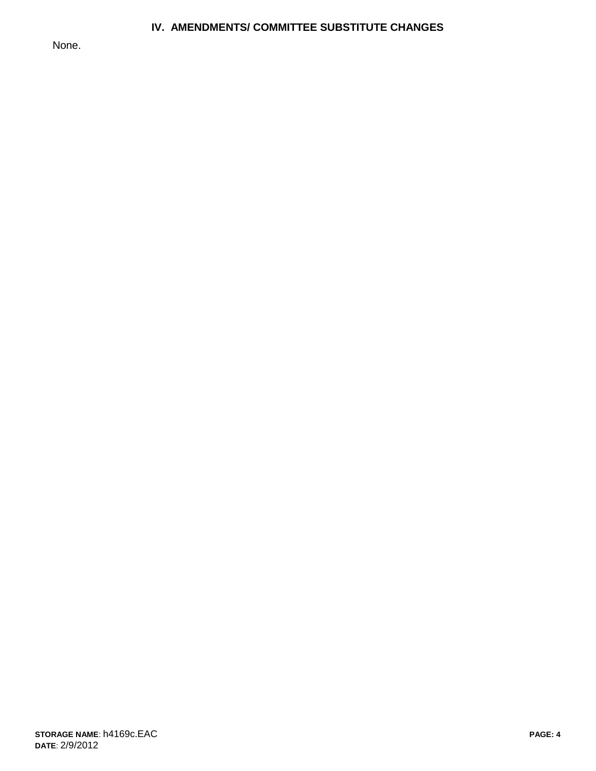## IV. AMENDMENTS/ COMMITTEE SUBSTITUTE CHANGES

None.